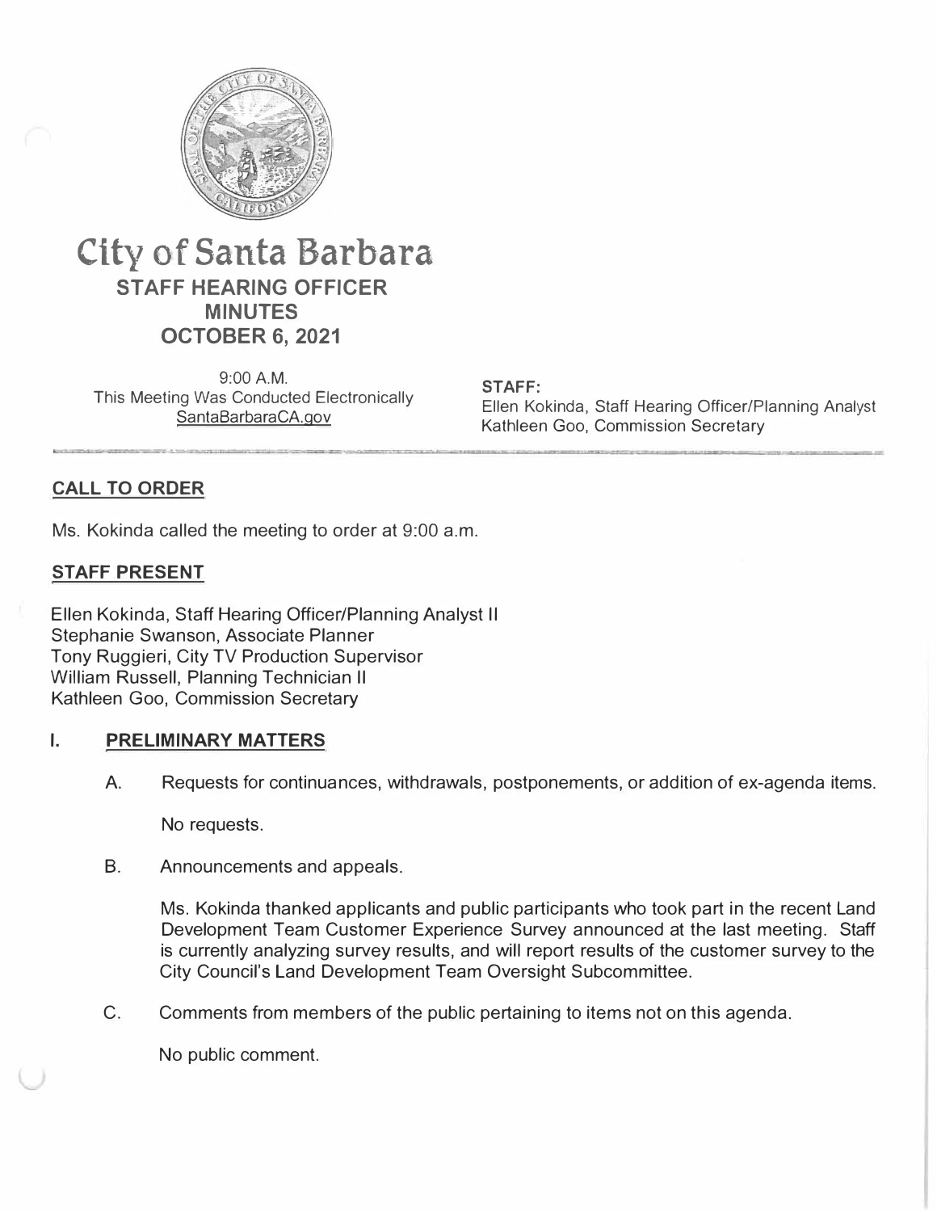# City of Santa Barbara

## STAFF HEARING OFFICER MINUTES

## OCTOBER 6, 2021

9:00 A.M.
This Meeting Was Conducted Electronically
SantaBarbaraCA.gov

**STAFF:**
Ellen Kokinda, Staff Hearing Officer/Planning Analyst
Kathleen Goo, Commission Secretary

### CALL TO ORDER

Ms. Kokinda called the meeting to order at 9:00 a.m.

### STAFF PRESENT

Ellen Kokinda, Staff Hearing Officer/Planning Analyst II
Stephanie Swanson, Associate Planner
Tony Ruggieri, City TV Production Supervisor
William Russell, Planning Technician II
Kathleen Goo, Commission Secretary

### I. PRELIMINARY MATTERS

A. Requests for continuances, withdrawals, postponements, or addition of ex-agenda items.

No requests.

B. Announcements and appeals.

Ms. Kokinda thanked applicants and public participants who took part in the recent Land Development Team Customer Experience Survey announced at the last meeting. Staff is currently analyzing survey results, and will report results of the customer survey to the City Council's Land Development Team Oversight Subcommittee.

C. Comments from members of the public pertaining to items not on this agenda.

No public comment.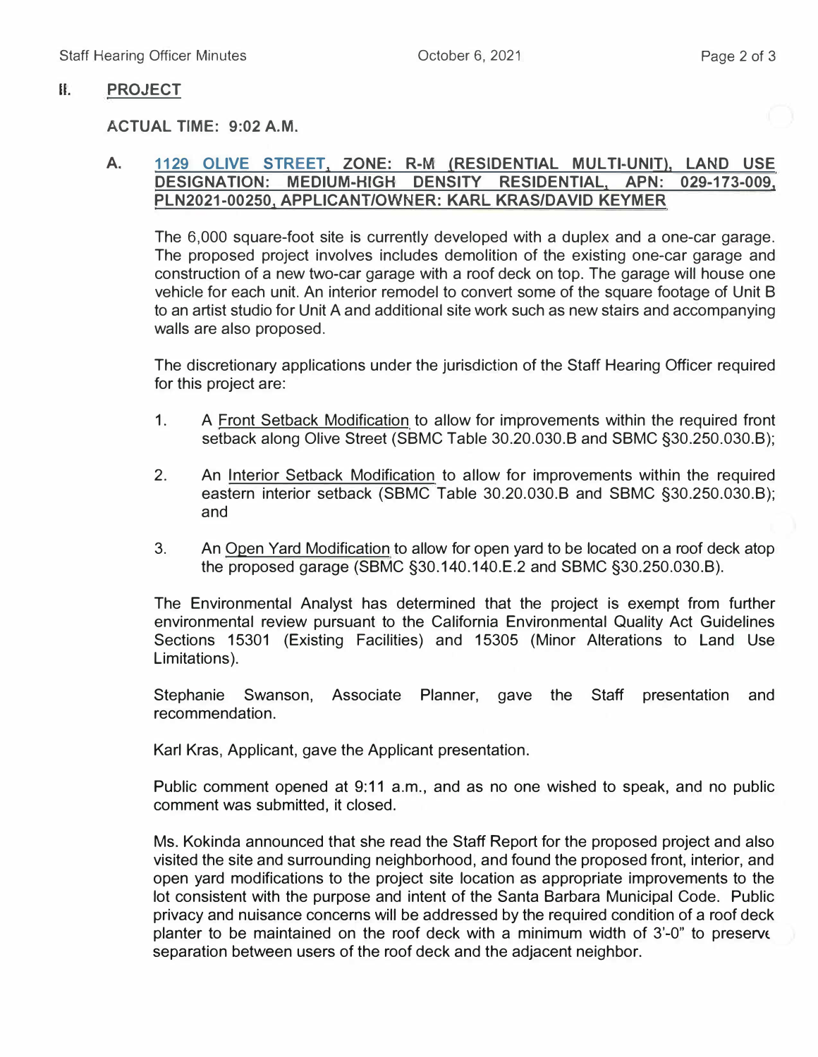## II. PROJECT

**ACTUAL TIME: 9:02 A.M.**

**A. 1129 OLIVE STREET, ZONE: R-M (RESIDENTIAL MULTI-UNIT), LAND USE DESIGNATION: MEDIUM-HIGH DENSITY RESIDENTIAL, APN: 029-173-009, PLN2021-00250, APPLICANT/OWNER: KARL KRAS/DAVID KEYMER**

The 6,000 square-foot site is currently developed with a duplex and a one-car garage. The proposed project involves includes demolition of the existing one-car garage and construction of a new two-car garage with a roof deck on top. The garage will house one vehicle for each unit. An interior remodel to convert some of the square footage of Unit B to an artist studio for Unit A and additional site work such as new stairs and accompanying walls are also proposed.

The discretionary applications under the jurisdiction of the Staff Hearing Officer required for this project are:

1. A Front Setback Modification to allow for improvements within the required front setback along Olive Street (SBMC Table 30.20.030.B and SBMC §30.250.030.B);

2. An Interior Setback Modification to allow for improvements within the required eastern interior setback (SBMC Table 30.20.030.B and SBMC §30.250.030.B); and

3. An Open Yard Modification to allow for open yard to be located on a roof deck atop the proposed garage (SBMC §30.140.140.E.2 and SBMC §30.250.030.B).

The Environmental Analyst has determined that the project is exempt from further environmental review pursuant to the California Environmental Quality Act Guidelines Sections 15301 (Existing Facilities) and 15305 (Minor Alterations to Land Use Limitations).

Stephanie Swanson, Associate Planner, gave the Staff presentation and recommendation.

Karl Kras, Applicant, gave the Applicant presentation.

Public comment opened at 9:11 a.m., and as no one wished to speak, and no public comment was submitted, it closed.

Ms. Kokinda announced that she read the Staff Report for the proposed project and also visited the site and surrounding neighborhood, and found the proposed front, interior, and open yard modifications to the project site location as appropriate improvements to the lot consistent with the purpose and intent of the Santa Barbara Municipal Code. Public privacy and nuisance concerns will be addressed by the required condition of a roof deck planter to be maintained on the roof deck with a minimum width of 3'-0" to preserve separation between users of the roof deck and the adjacent neighbor.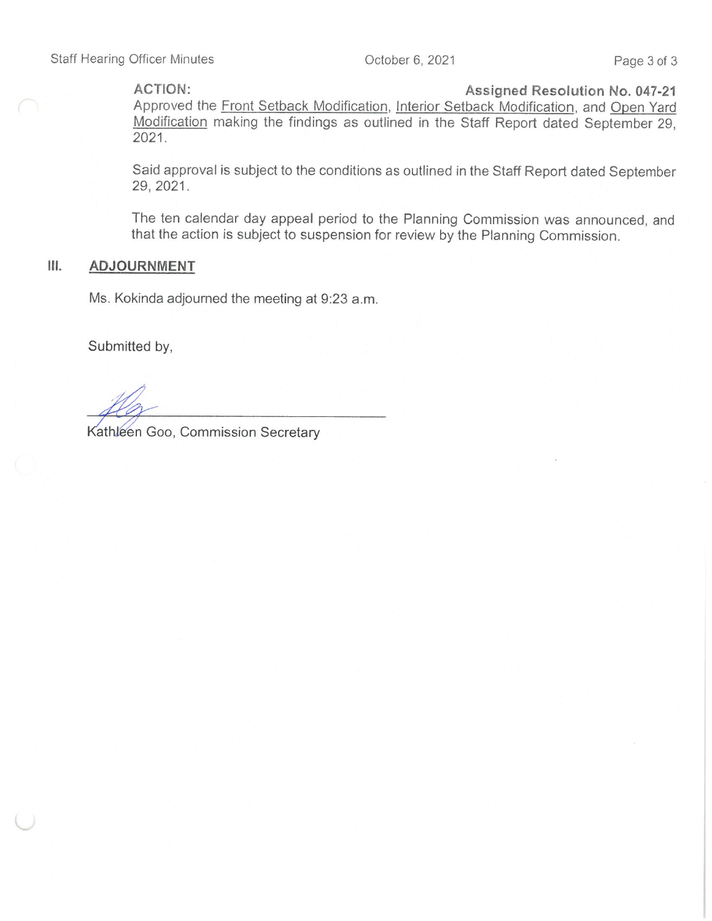**ACTION:** **Assigned Resolution No. 047-21**

Approved the Front Setback Modification, Interior Setback Modification, and Open Yard Modification making the findings as outlined in the Staff Report dated September 29, 2021.

Said approval is subject to the conditions as outlined in the Staff Report dated September 29, 2021.

The ten calendar day appeal period to the Planning Commission was announced, and that the action is subject to suspension for review by the Planning Commission.

## III. ADJOURNMENT

Ms. Kokinda adjourned the meeting at 9:23 a.m.

Submitted by,

Kathleen Goo, Commission Secretary